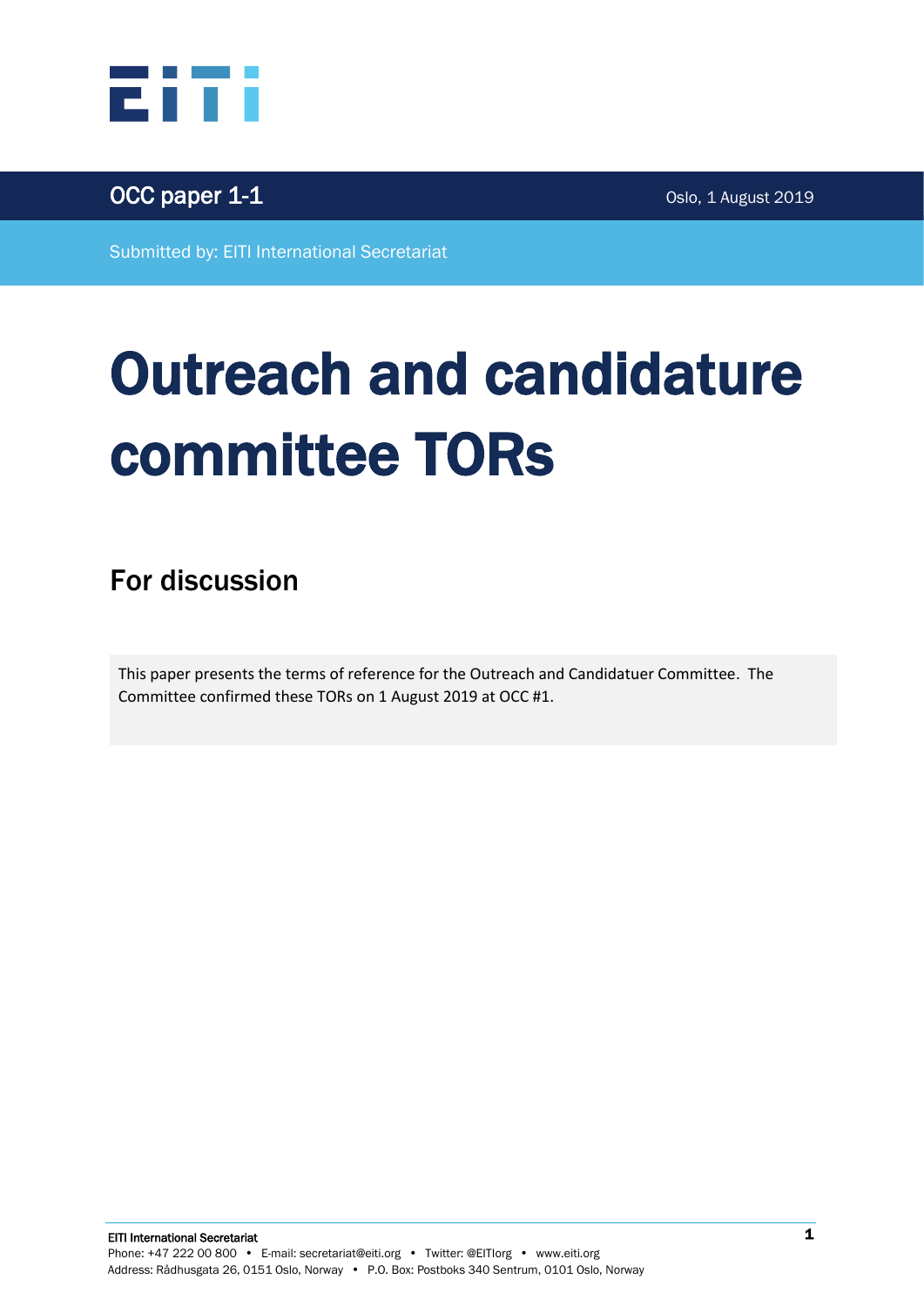OCC paper 1-1

Oslo, 1 August 2019

Submitted by: EITI International Secretariat

# Outreach and candidature committee TORs

## For discussion

This paper presents the terms of reference for the Outreach and Candidatuer Committee. The Committee confirmed these TORs on 1 August 2019 at OCC #1.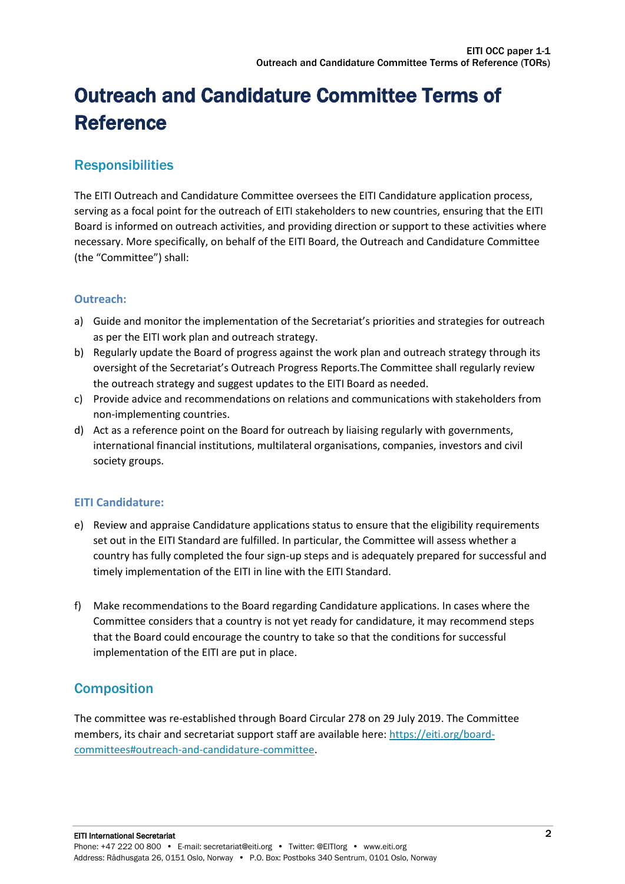# Outreach and Candidature Committee Terms of Reference

## Responsibilities

The EITI Outreach and Candidature Committee oversees the EITI Candidature application process, serving as a focal point for the outreach of EITI stakeholders to new countries, ensuring that the EITI Board is informed on outreach activities, and providing direction or support to these activities where necessary. More specifically, on behalf of the EITI Board, the Outreach and Candidature Committee (the "Committee") shall:

### Outreach:

a) Guide and monitor the implementation of the Secretariat's priorities and strategies for outreach as per the EITI work plan and outreach strategy.
b) Regularly update the Board of progress against the work plan and outreach strategy through its oversight of the Secretariat's Outreach Progress Reports.The Committee shall regularly review the outreach strategy and suggest updates to the EITI Board as needed.
c) Provide advice and recommendations on relations and communications with stakeholders from non-implementing countries.
d) Act as a reference point on the Board for outreach by liaising regularly with governments, international financial institutions, multilateral organisations, companies, investors and civil society groups.

### EITI Candidature:

e) Review and appraise Candidature applications status to ensure that the eligibility requirements set out in the EITI Standard are fulfilled. In particular, the Committee will assess whether a country has fully completed the four sign-up steps and is adequately prepared for successful and timely implementation of the EITI in line with the EITI Standard.

f) Make recommendations to the Board regarding Candidature applications. In cases where the Committee considers that a country is not yet ready for candidature, it may recommend steps that the Board could encourage the country to take so that the conditions for successful implementation of the EITI are put in place.

## Composition

The committee was re-established through Board Circular 278 on 29 July 2019. The Committee members, its chair and secretariat support staff are available here: https://eiti.org/board-committees#outreach-and-candidature-committee.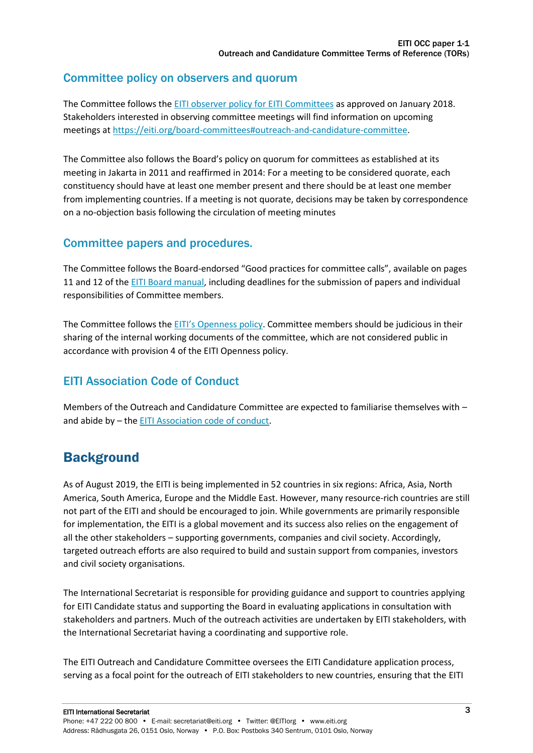## Committee policy on observers and quorum

The Committee follows the [EITI observer policy for EITI Committees](#) as approved on January 2018. Stakeholders interested in observing committee meetings will find information on upcoming meetings at [https://eiti.org/board-committees#outreach-and-candidature-committee](https://eiti.org/board-committees#outreach-and-candidature-committee).

The Committee also follows the Board's policy on quorum for committees as established at its meeting in Jakarta in 2011 and reaffirmed in 2014: For a meeting to be considered quorate, each constituency should have at least one member present and there should be at least one member from implementing countries. If a meeting is not quorate, decisions may be taken by correspondence on a no-objection basis following the circulation of meeting minutes

## Committee papers and procedures.

The Committee follows the Board-endorsed "Good practices for committee calls", available on pages 11 and 12 of the [EITI Board manual](#), including deadlines for the submission of papers and individual responsibilities of Committee members.

The Committee follows the [EITI's Openness policy](#). Committee members should be judicious in their sharing of the internal working documents of the committee, which are not considered public in accordance with provision 4 of the EITI Openness policy.

## EITI Association Code of Conduct

Members of the Outreach and Candidature Committee are expected to familiarise themselves with – and abide by – the [EITI Association code of conduct](#).

# Background

As of August 2019, the EITI is being implemented in 52 countries in six regions: Africa, Asia, North America, South America, Europe and the Middle East. However, many resource-rich countries are still not part of the EITI and should be encouraged to join. While governments are primarily responsible for implementation, the EITI is a global movement and its success also relies on the engagement of all the other stakeholders – supporting governments, companies and civil society. Accordingly, targeted outreach efforts are also required to build and sustain support from companies, investors and civil society organisations.

The International Secretariat is responsible for providing guidance and support to countries applying for EITI Candidate status and supporting the Board in evaluating applications in consultation with stakeholders and partners. Much of the outreach activities are undertaken by EITI stakeholders, with the International Secretariat having a coordinating and supportive role.

The EITI Outreach and Candidature Committee oversees the EITI Candidature application process, serving as a focal point for the outreach of EITI stakeholders to new countries, ensuring that the EITI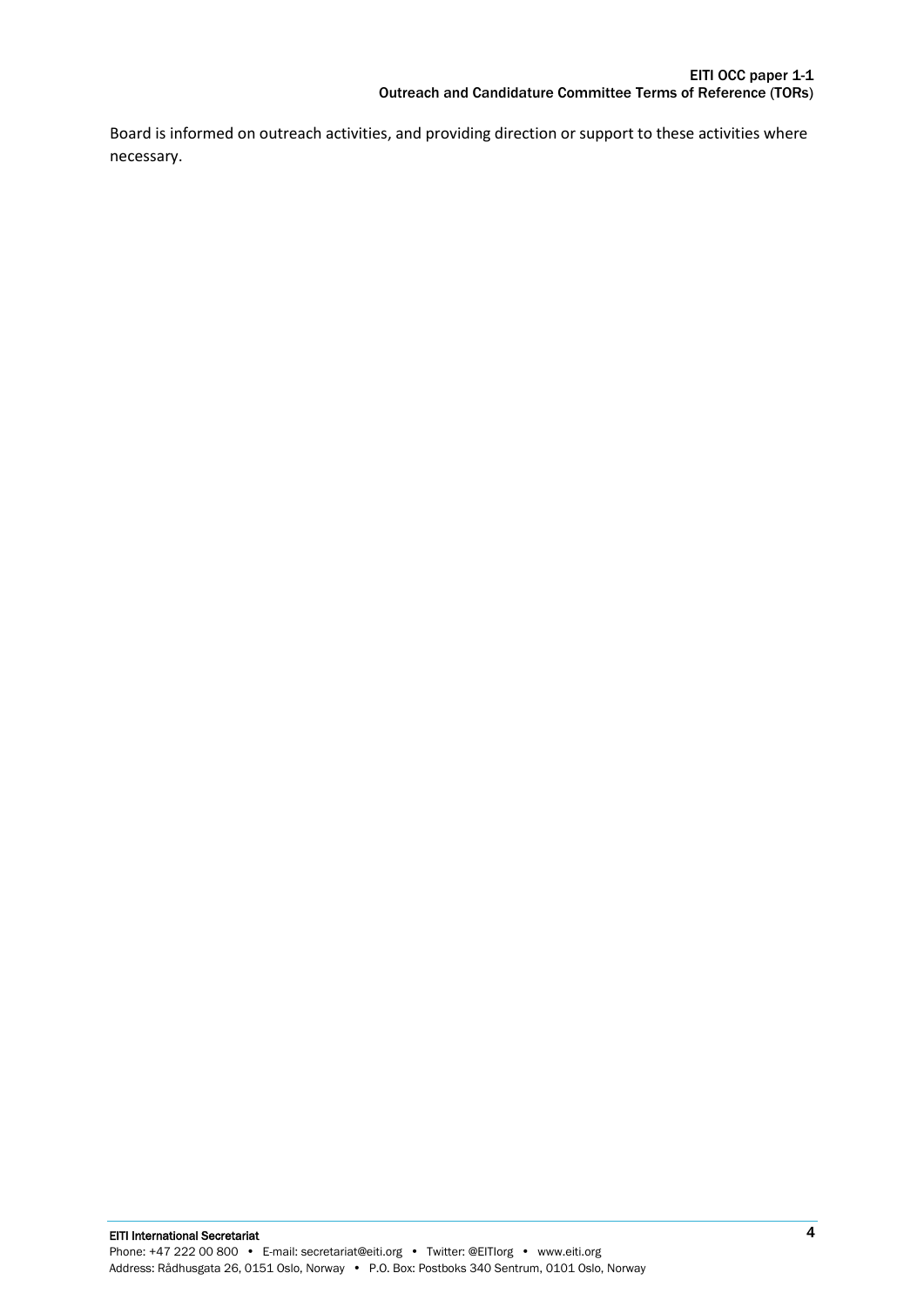Board is informed on outreach activities, and providing direction or support to these activities where necessary.